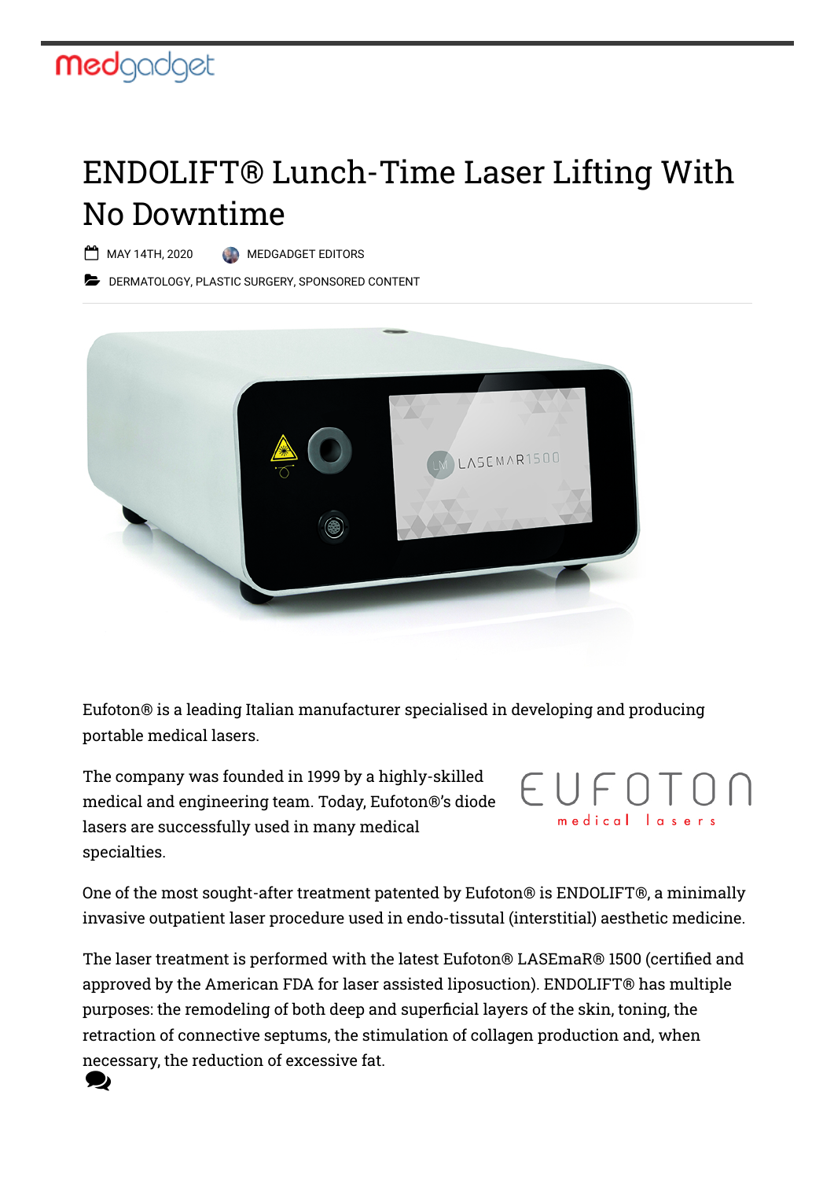# ENDOLIFT® Lunch-Time Laser Lifting With No Downtime

MAY 14TH, 2020 MEDGADGET EDITORS

DERMATOLOGY, PLASTIC SURGERY, SPONSORED CONTENT

Eufoton® is a leading Italian manufacturer specialised in developing and producing portable medical lasers.

The company was founded in 1999 by a highly-skilled medical and engineering team. Today, Eufoton®'s diode lasers are successfully used in many medical specialties.

One of the most sought-after treatment patented by Eufoton® is ENDOLIFT®, a minimally invasive outpatient laser procedure used in endo-tissutal (interstitial) aesthetic medicine.

The laser treatment is performed with the latest Eufoton® LASEmaR® 1500 (certified and approved by the American FDA for laser assisted liposuction). ENDOLIFT® has multiple purposes: the remodeling of both deep and superficial layers of the skin, toning, the retraction of connective septums, the stimulation of collagen production and, when necessary, the reduction of excessive fat.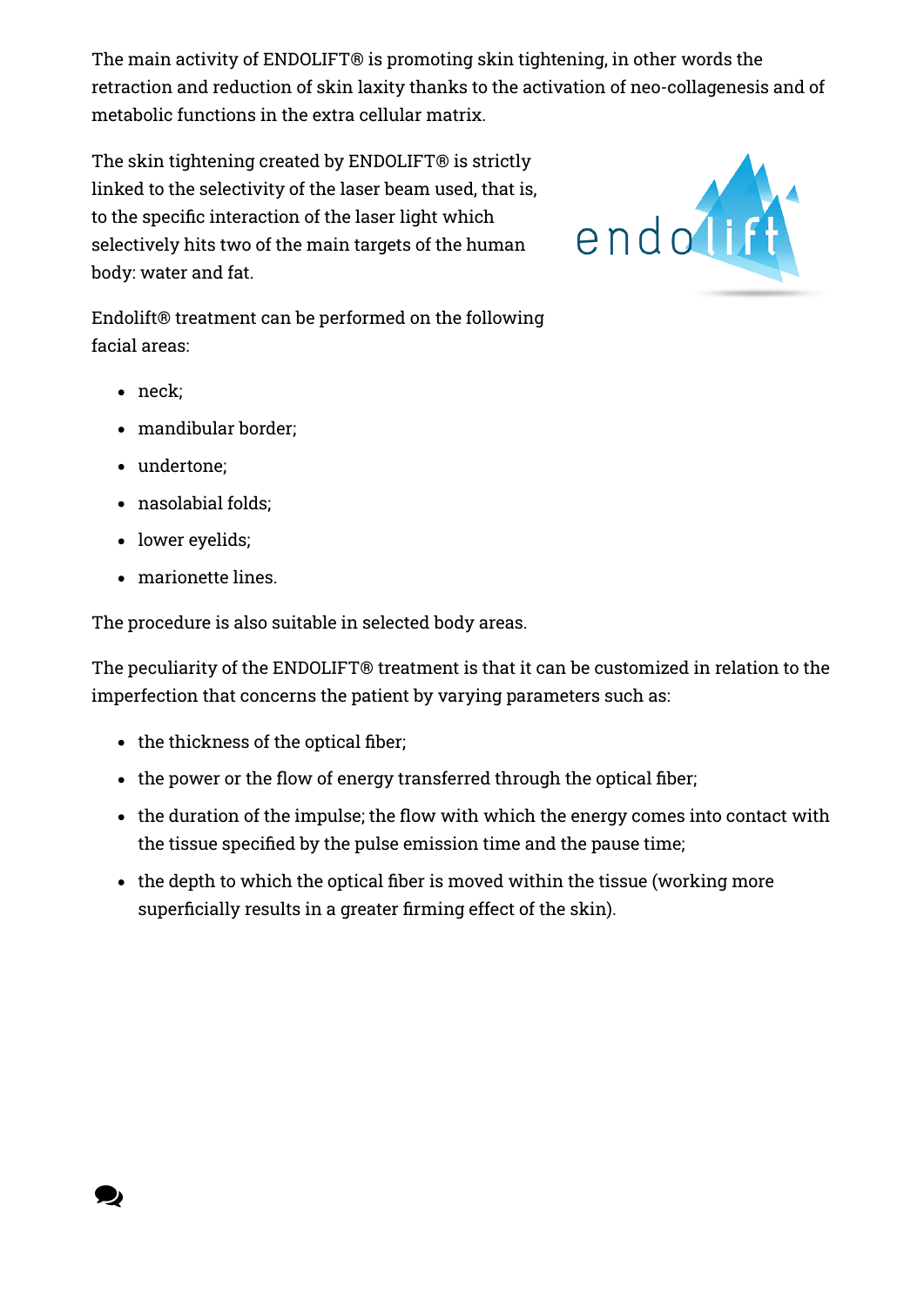The main activity of ENDOLIFT® is promoting skin tightening, in other words the retraction and reduction of skin laxity thanks to the activation of neo-collagenesis and of metabolic functions in the extra cellular matrix.

The skin tightening created by ENDOLIFT® is strictly linked to the selectivity of the laser beam used, that is, to the specific interaction of the laser light which selectively hits two of the main targets of the human body: water and fat.

Endolift® treatment can be performed on the following facial areas:

- neck;
- mandibular border;
- undertone;
- nasolabial folds;
- lower eyelids;
- marionette lines.

The procedure is also suitable in selected body areas.

The peculiarity of the ENDOLIFT® treatment is that it can be customized in relation to the imperfection that concerns the patient by varying parameters such as:

- the thickness of the optical fiber;
- the power or the flow of energy transferred through the optical fiber;
- the duration of the impulse; the flow with which the energy comes into contact with the tissue specified by the pulse emission time and the pause time;
- the depth to which the optical fiber is moved within the tissue (working more superficially results in a greater firming effect of the skin).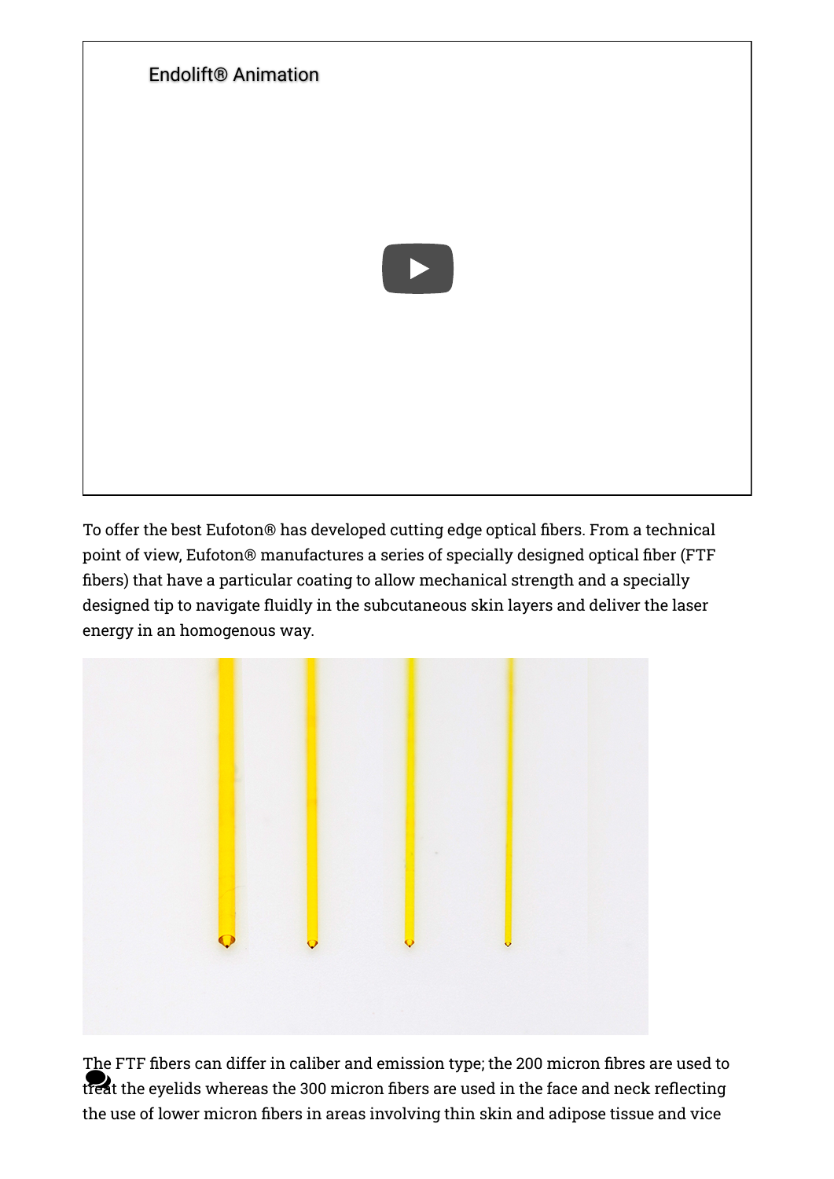Endolift® Animation

To offer the best Eufoton® has developed cutting edge optical fibers. From a technical point of view, Eufoton® manufactures a series of specially designed optical fiber (FTF fibers) that have a particular coating to allow mechanical strength and a specially designed tip to navigate fluidly in the subcutaneous skin layers and deliver the laser energy in an homogenous way.

The FTF fibers can differ in caliber and emission type; the 200 micron fibres are used to treat the eyelids whereas the 300 micron fibers are used in the face and neck reflecting the use of lower micron fibers in areas involving thin skin and adipose tissue and vice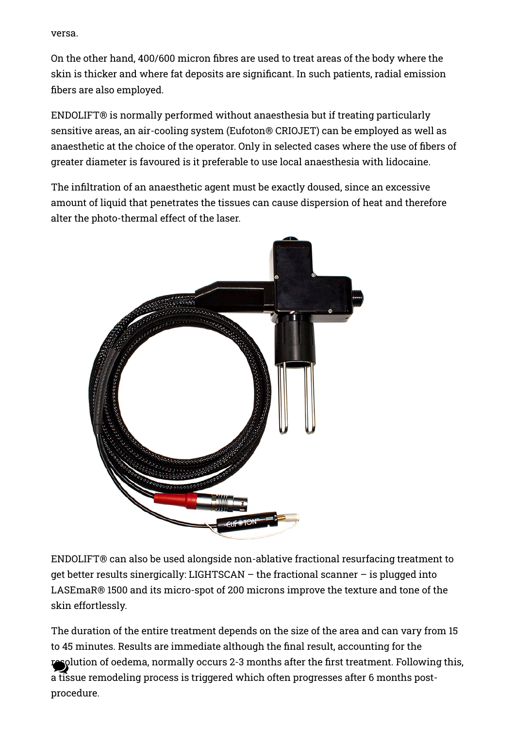versa.

On the other hand, 400/600 micron fibres are used to treat areas of the body where the skin is thicker and where fat deposits are significant. In such patients, radial emission fibers are also employed.

ENDOLIFT® is normally performed without anaesthesia but if treating particularly sensitive areas, an air-cooling system (Eufoton® CRIOJET) can be employed as well as anaesthetic at the choice of the operator. Only in selected cases where the use of fibers of greater diameter is favoured is it preferable to use local anaesthesia with lidocaine.

The infiltration of an anaesthetic agent must be exactly doused, since an excessive amount of liquid that penetrates the tissues can cause dispersion of heat and therefore alter the photo-thermal effect of the laser.

ENDOLIFT® can also be used alongside non-ablative fractional resurfacing treatment to get better results sinergically: LIGHTSCAN – the fractional scanner – is plugged into LASEmaR® 1500 and its micro-spot of 200 microns improve the texture and tone of the skin effortlessly.

The duration of the entire treatment depends on the size of the area and can vary from 15 to 45 minutes. Results are immediate although the final result, accounting for the resolution of oedema, normally occurs 2-3 months after the first treatment. Following this, a tissue remodeling process is triggered which often progresses after 6 months post-procedure.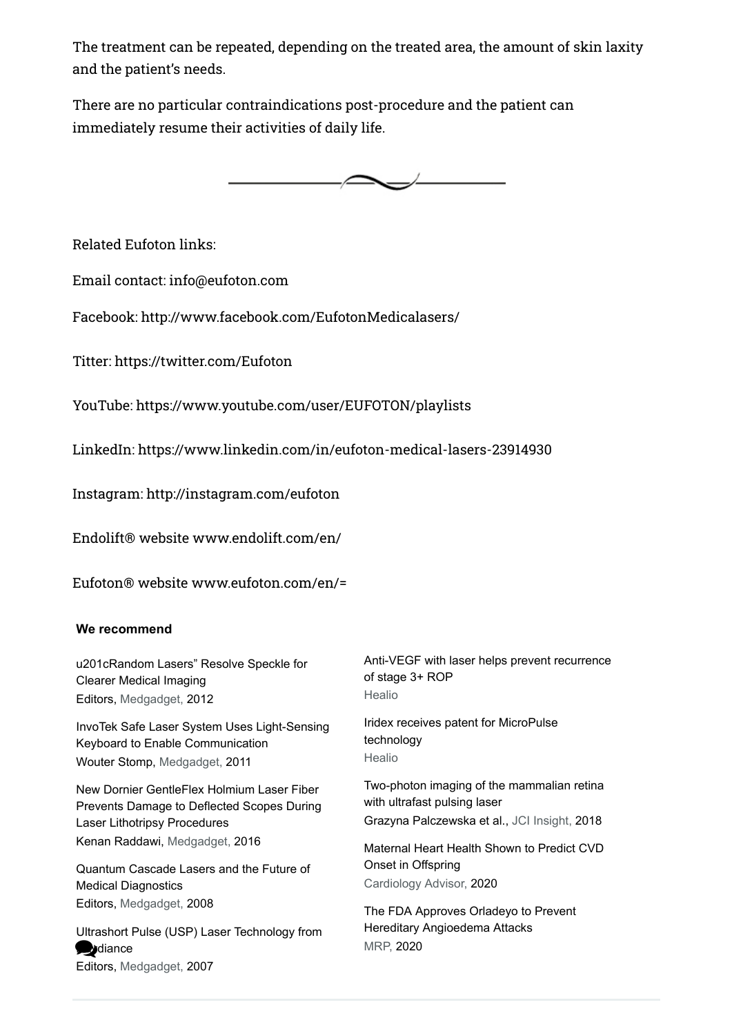The treatment can be repeated, depending on the treated area, the amount of skin laxity and the patient's needs.

There are no particular contraindications post-procedure and the patient can immediately resume their activities of daily life.

---

Related Eufoton links:

Email contact: info@eufoton.com

Facebook: http://www.facebook.com/EufotonMedicalasers/

Titter: https://twitter.com/Eufoton

YouTube: https://www.youtube.com/user/EUFOTON/playlists

LinkedIn: https://www.linkedin.com/in/eufoton-medical-lasers-23914930

Instagram: http://instagram.com/eufoton

Endolift® website www.endolift.com/en/

Eufoton® website www.eufoton.com/en/=

**We recommend**

u201cRandom Lasers" Resolve Speckle for Clearer Medical Imaging
Editors, Medgadget, 2012

InvoTek Safe Laser System Uses Light-Sensing Keyboard to Enable Communication
Wouter Stomp, Medgadget, 2011

New Dornier GentleFlex Holmium Laser Fiber Prevents Damage to Deflected Scopes During Laser Lithotripsy Procedures
Kenan Raddawi, Medgadget, 2016

Quantum Cascade Lasers and the Future of Medical Diagnostics
Editors, Medgadget, 2008

Ultrashort Pulse (USP) Laser Technology from Raydiance
Editors, Medgadget, 2007

Anti-VEGF with laser helps prevent recurrence of stage 3+ ROP
Healio

Iridex receives patent for MicroPulse technology
Healio

Two-photon imaging of the mammalian retina with ultrafast pulsing laser
Grazyna Palczewska et al., JCI Insight, 2018

Maternal Heart Health Shown to Predict CVD Onset in Offspring
Cardiology Advisor, 2020

The FDA Approves Orladeyo to Prevent Hereditary Angioedema Attacks
MRP, 2020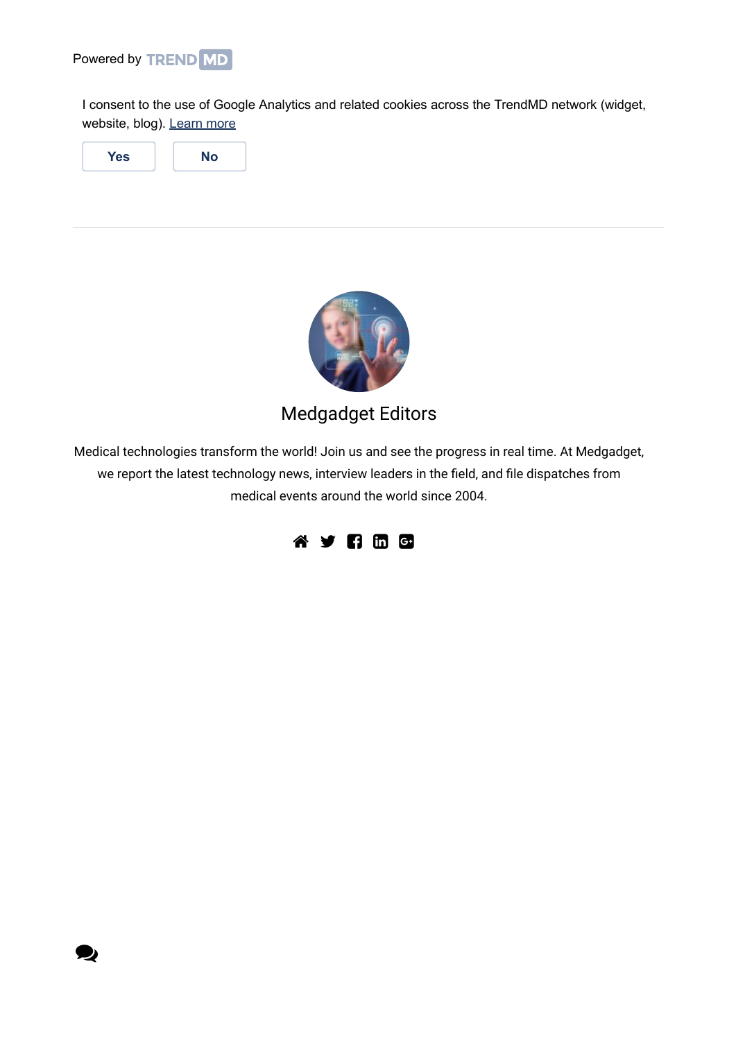Powered by TREND MD

I consent to the use of Google Analytics and related cookies across the TrendMD network (widget, website, blog). Learn more

Yes

No

---

## Medgadget Editors

Medical technologies transform the world! Join us and see the progress in real time. At Medgadget, we report the latest technology news, interview leaders in the field, and file dispatches from medical events around the world since 2004.